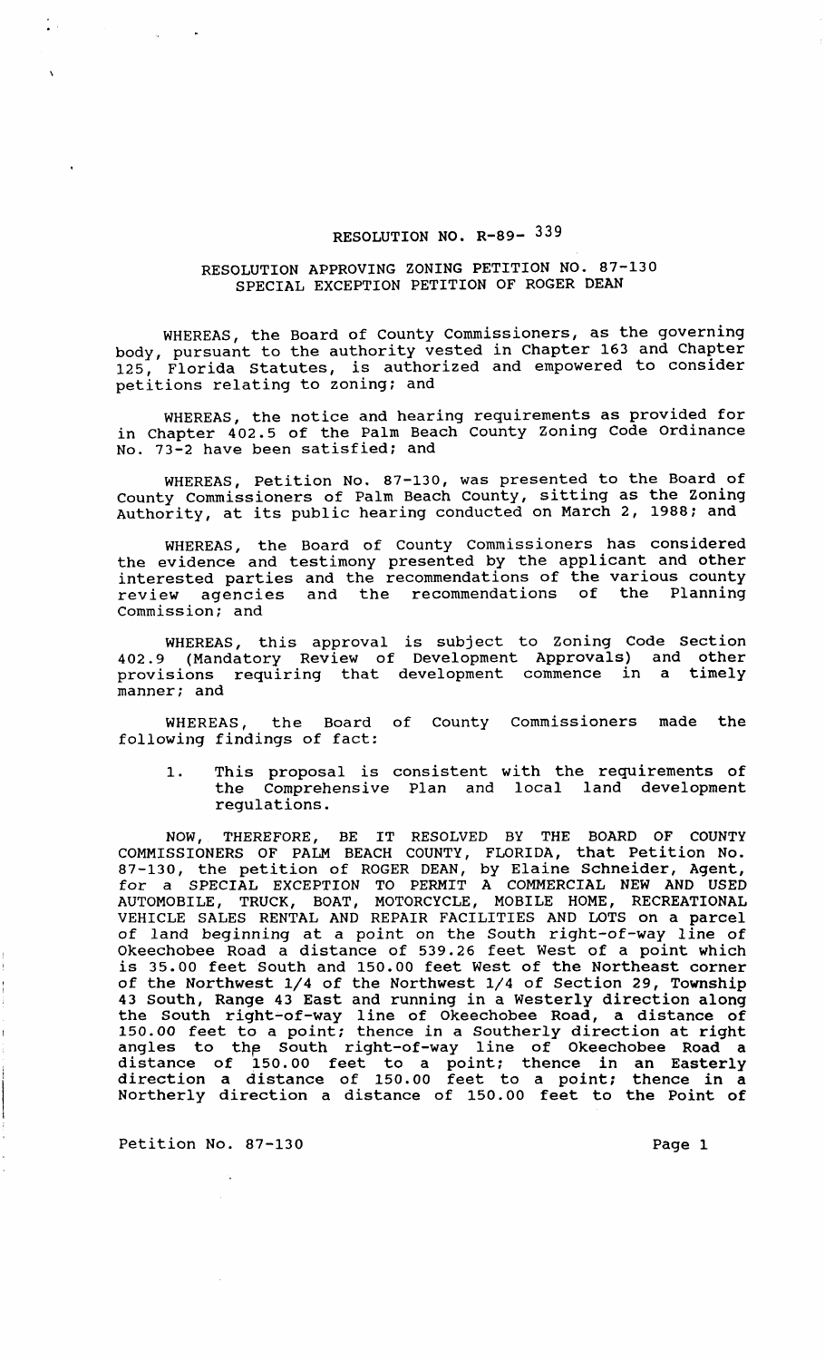# RESOLUTION NO. R-89- 339

## RESOLUTION APPROVING ZONING PETITION NO. 87-130 SPECIAL EXCEPTION PETITION OF ROGER DEAN

WHEREAS, the Board of County Commissioners, as the governing body, pursuant to the authority vested in Chapter 163 and Chapter 125, Florida Statutes, is authorized and empowered to consider petitions relating to zoning; and

WHEREAS, the notice and hearing requirements as provided for in Chapter 402.5 of the Palm Beach County Zoning Code Ordinance No. 73-2 have been satisfied; and

WHEREAS, Petition No. 87-130, was presented to the Board of County Commissioners of Palm Beach County, sitting as the Zoning Authority, at its public hearing conducted on March 2, 1988; and

WHEREAS, the Board of County Commissioners has considered the evidence and testimony presented by the applicant and other interested parties and the recommendations of the various county review agencies and the recommendations of the Planning Commission; and

WHEREAS, this approval is subject to Zoning Code Section 402.9 (Mandatory Review of Development Approvals) and other provisions requiring that development commence in a timely manner; and

WHEREAS, the Board of County Commissioners made the following findings of fact:

1. This proposal is consistent with the requirements of the Comprehensive Plan and local land development regulations.

NOW, THEREFORE, BE IT RESOLVED BY THE BOARD OF COUNTY COMMISSIONERS OF PALM BEACH COUNTY, FLORIDA, that Petition No. 87-130, the petition of ROGER DEAN, by Elaine Schneider, Agent, for a SPECIAL EXCEPTION TO PERMIT A COMMERCIAL NEW AND USED AUTOMOBILE, TRUCK, BOAT, MOTORCYCLE, MOBILE HOME, RECREATIONAL VEHICLE SALES RENTAL AND REPAIR FACILITIES AND LOTS on a parcel of land beginning at a point on the South right-of-way line of Okeechobee Road a distance of 539.26 feet West of a point which is 35.00 feet South and 150.00 feet West of the Northeast corner of the Northwest 1/4 of the Northwest 1/4 of Section 29, Township 43 South, Range 43 East and running in a Westerly direction along the South right-of-way line of Okeechobee Road, a distance of 150.00 feet to a point; thence in a Southerly direction at right angles to the South right-of-way line of Okeechobee Road a distance of 150.00 feet to a point; thence in an Easterly direction a distance of 150.00 feet to a point; thence in a Northerly direction a distance of 150.00 feet to the Point of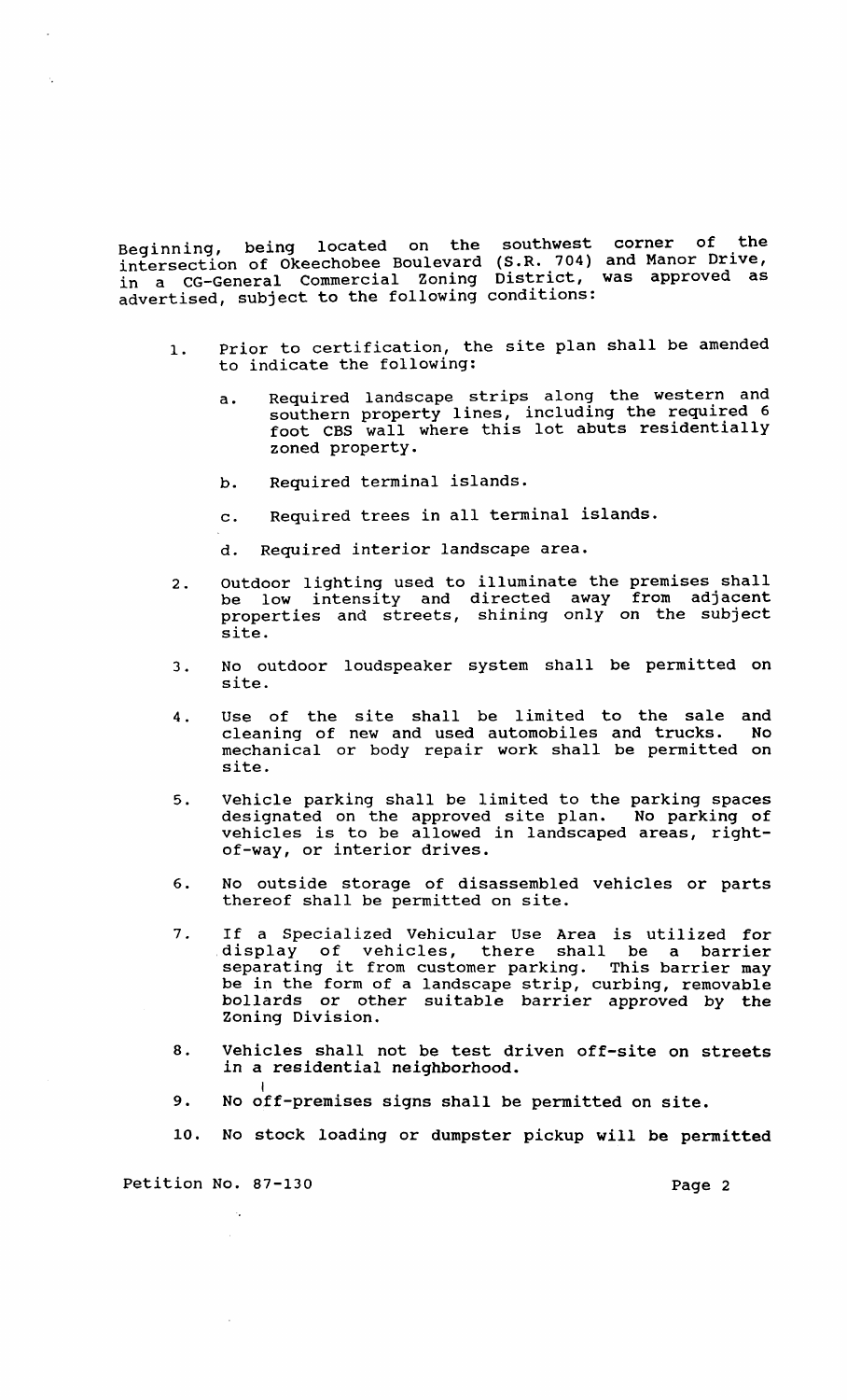Beginning, being located on the southwest corner of the intersection of Okeechobee Boulevard (S.R. 704) and Manor Drive, in a CG-General Commercial Zoning District, was approved as advertised, subject to the following conditions:

1. Prior to certification, the site plan shall be amended to indicate the following:

   a. Required landscape strips along the western and southern property lines, including the required 6 foot CBS wall where this lot abuts residentially zoned property.

   b. Required terminal islands.

   c. Required trees in all terminal islands.

   d. Required interior landscape area.

2. Outdoor lighting used to illuminate the premises shall be low intensity and directed away from adjacent properties and streets, shining only on the subject site.

3. No outdoor loudspeaker system shall be permitted on site.

4. Use of the site shall be limited to the sale and cleaning of new and used automobiles and trucks. No mechanical or body repair work shall be permitted on site.

5. Vehicle parking shall be limited to the parking spaces designated on the approved site plan. No parking of vehicles is to be allowed in landscaped areas, right-of-way, or interior drives.

6. No outside storage of disassembled vehicles or parts thereof shall be permitted on site.

7. If a Specialized Vehicular Use Area is utilized for display of vehicles, there shall be a barrier separating it from customer parking. This barrier may be in the form of a landscape strip, curbing, removable bollards or other suitable barrier approved by the Zoning Division.

8. Vehicles shall not be test driven off-site on streets in a residential neighborhood.

9. No off-premises signs shall be permitted on site.

10. No stock loading or dumpster pickup will be permitted

Petition No. 87-130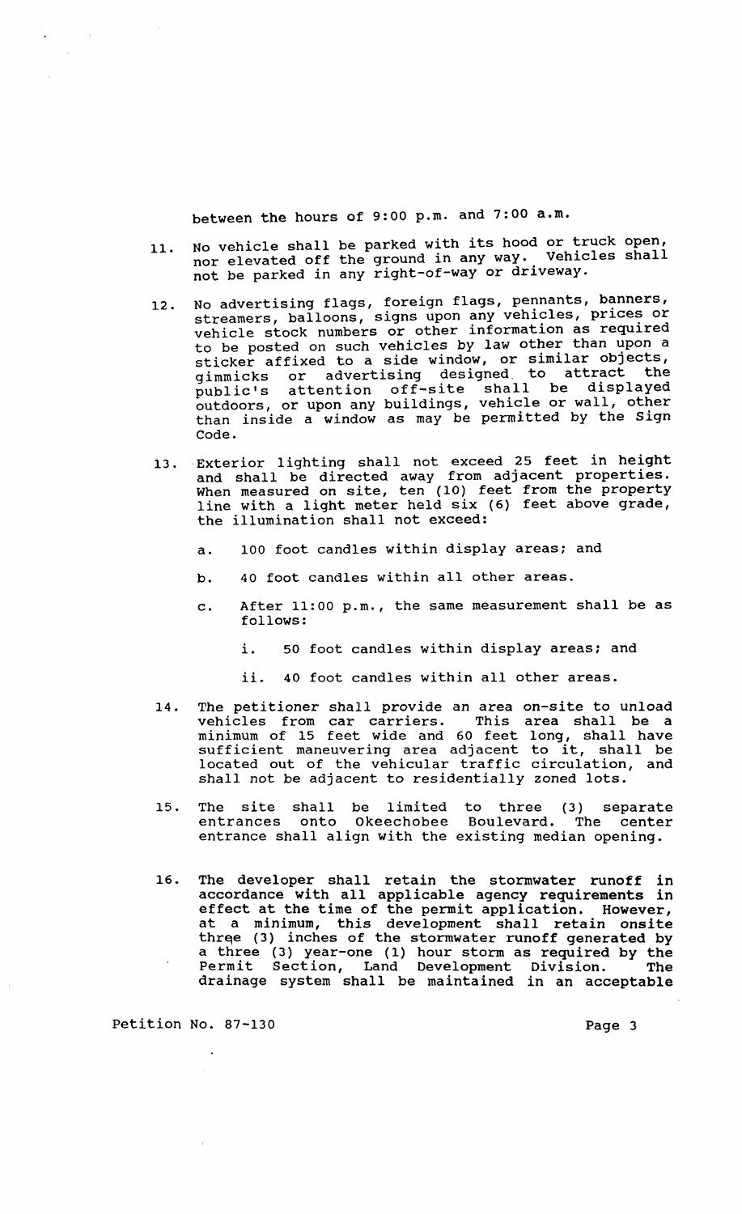between the hours of 9:00 p.m. and 7:00 a.m.

11. No vehicle shall be parked with its hood or truck open, nor elevated off the ground in any way. Vehicles shall not be parked in any right-of-way or driveway.

12. No advertising flags, foreign flags, pennants, banners, streamers, balloons, signs upon any vehicles, prices or vehicle stock numbers or other information as required to be posted on such vehicles by law other than upon a sticker affixed to a side window, or similar objects, gimmicks or advertising designed to attract the public's attention off-site shall be displayed outdoors, or upon any buildings, vehicle or wall, other than inside a window as may be permitted by the Sign Code.

13. Exterior lighting shall not exceed 25 feet in height and shall be directed away from adjacent properties. When measured on site, ten (10) feet from the property line with a light meter held six (6) feet above grade, the illumination shall not exceed:

    a. 100 foot candles within display areas; and

    b. 40 foot candles within all other areas.

    c. After 11:00 p.m., the same measurement shall be as follows:

        i. 50 foot candles within display areas; and

        ii. 40 foot candles within all other areas.

14. The petitioner shall provide an area on-site to unload vehicles from car carriers. This area shall be a minimum of 15 feet wide and 60 feet long, shall have sufficient maneuvering area adjacent to it, shall be located out of the vehicular traffic circulation, and shall not be adjacent to residentially zoned lots.

15. The site shall be limited to three (3) separate entrances onto Okeechobee Boulevard. The center entrance shall align with the existing median opening.

16. The developer shall retain the stormwater runoff in accordance with all applicable agency requirements in effect at the time of the permit application. However, at a minimum, this development shall retain onsite three (3) inches of the stormwater runoff generated by a three (3) year-one (1) hour storm as required by the Permit Section, Land Development Division. The drainage system shall be maintained in an acceptable

Petition No. 87-130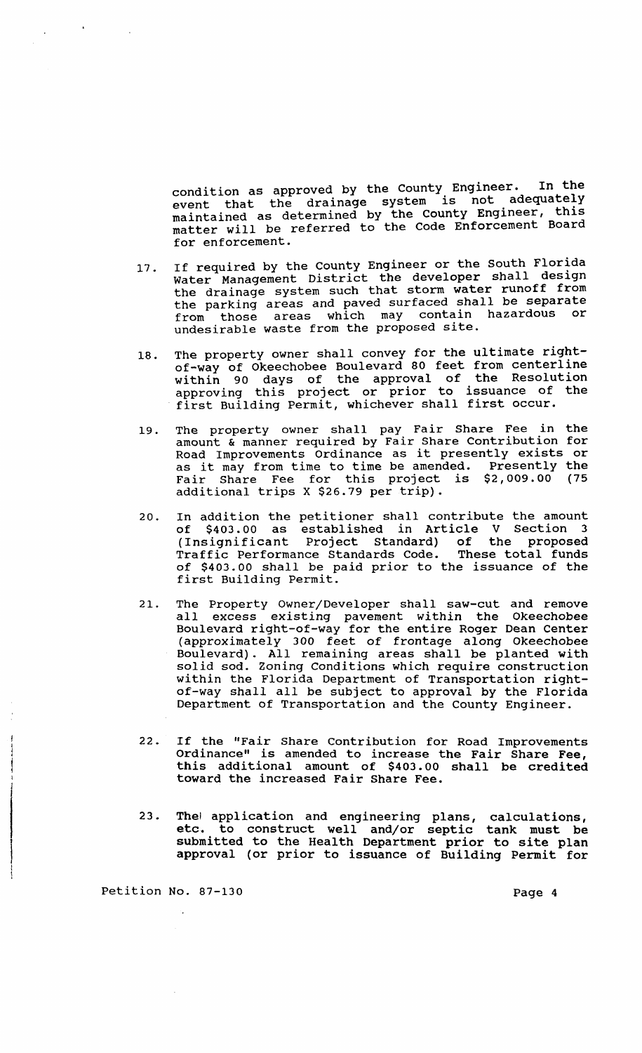condition as approved by the County Engineer. In the event that the drainage system is not adequately maintained as determined by the County Engineer, this matter will be referred to the Code Enforcement Board for enforcement.

17. If required by the County Engineer or the South Florida Water Management District the developer shall design the drainage system such that storm water runoff from the parking areas and paved surfaced shall be separate from those areas which may contain hazardous or undesirable waste from the proposed site.

18. The property owner shall convey for the ultimate right-of-way of Okeechobee Boulevard 80 feet from centerline within 90 days of the approval of the Resolution approving this project or prior to issuance of the first Building Permit, whichever shall first occur.

19. The property owner shall pay Fair Share Fee in the amount & manner required by Fair Share Contribution for Road Improvements Ordinance as it presently exists or as it may from time to time be amended. Presently the Fair Share Fee for this project is $2,009.00 (75 additional trips X $26.79 per trip).

20. In addition the petitioner shall contribute the amount of $403.00 as established in Article V Section 3 (Insignificant Project Standard) of the proposed Traffic Performance Standards Code. These total funds of $403.00 shall be paid prior to the issuance of the first Building Permit.

21. The Property Owner/Developer shall saw-cut and remove all excess existing pavement within the Okeechobee Boulevard right-of-way for the entire Roger Dean Center (approximately 300 feet of frontage along Okeechobee Boulevard). All remaining areas shall be planted with solid sod. Zoning Conditions which require construction within the Florida Department of Transportation right-of-way shall all be subject to approval by the Florida Department of Transportation and the County Engineer.

22. If the "Fair Share Contribution for Road Improvements Ordinance" is amended to increase the Fair Share Fee, this additional amount of $403.00 shall be credited toward the increased Fair Share Fee.

23. The application and engineering plans, calculations, etc. to construct well and/or septic tank must be submitted to the Health Department prior to site plan approval (or prior to issuance of Building Permit for

Petition No. 87-130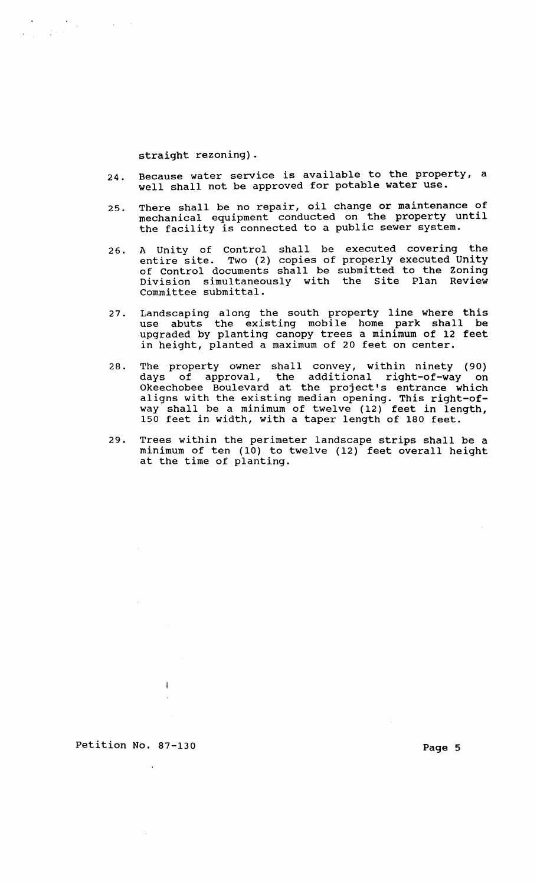straight rezoning).

24. Because water service is available to the property, a well shall not be approved for potable water use.

25. There shall be no repair, oil change or maintenance of mechanical equipment conducted on the property until the facility is connected to a public sewer system.

26. A Unity of Control shall be executed covering the entire site. Two (2) copies of properly executed Unity of Control documents shall be submitted to the Zoning Division simultaneously with the Site Plan Review Committee submittal.

27. Landscaping along the south property line where this use abuts the existing mobile home park shall be upgraded by planting canopy trees a minimum of 12 feet in height, planted a maximum of 20 feet on center.

28. The property owner shall convey, within ninety (90) days of approval, the additional right-of-way on Okeechobee Boulevard at the project's entrance which aligns with the existing median opening. This right-of-way shall be a minimum of twelve (12) feet in length, 150 feet in width, with a taper length of 180 feet.

29. Trees within the perimeter landscape strips shall be a minimum of ten (10) to twelve (12) feet overall height at the time of planting.

Petition No. 87-130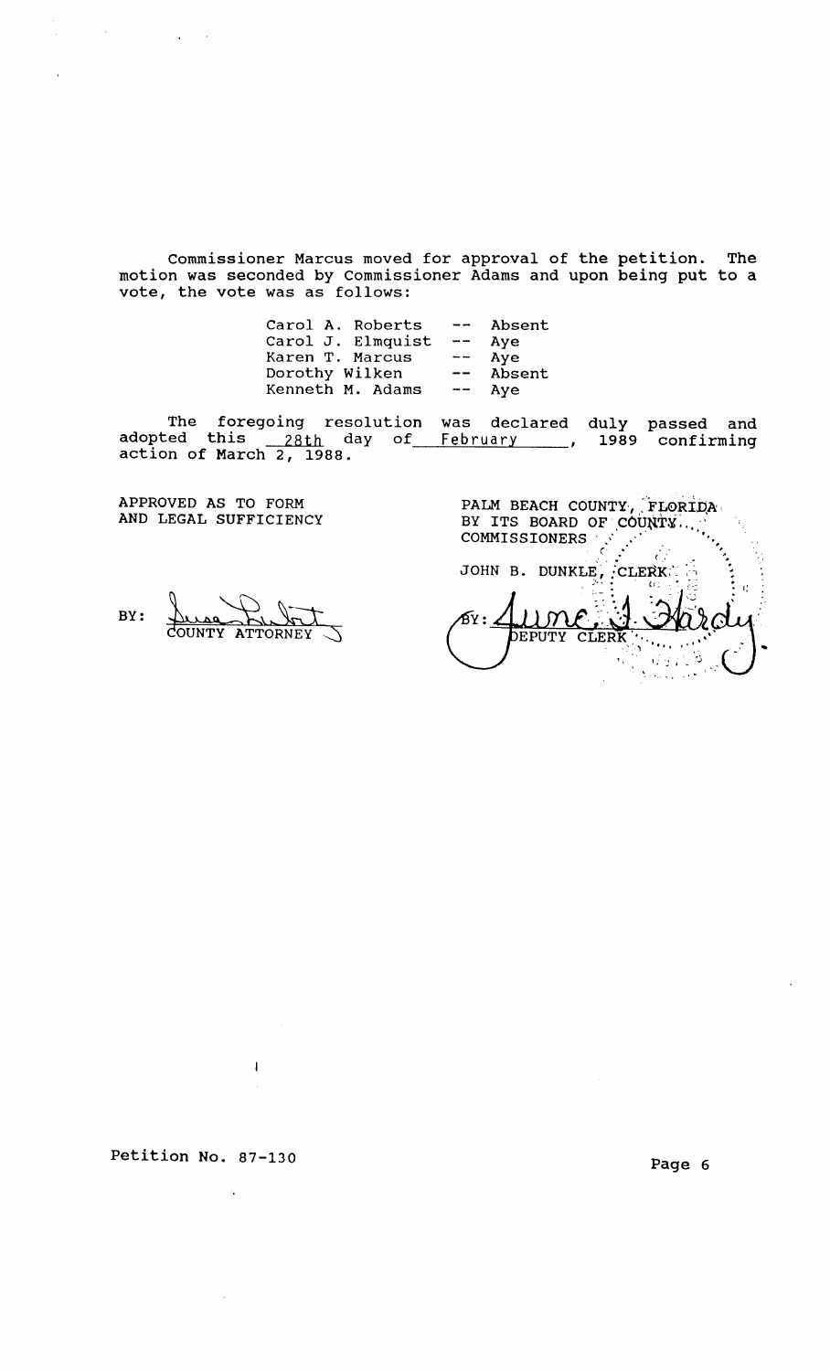Commissioner Marcus moved for approval of the petition. The motion was seconded by Commissioner Adams and upon being put to a vote, the vote was as follows:

| | | |
|---|---|---|
| Carol A. Roberts | -- | Absent |
| Carol J. Elmquist | -- | Aye |
| Karen T. Marcus | -- | Aye |
| Dorothy Wilken | -- | Absent |
| Kenneth M. Adams | -- | Aye |

The foregoing resolution was declared duly passed and adopted this 28th day of February, 1989 confirming action of March 2, 1988.

APPROVED AS TO FORM
AND LEGAL SUFFICIENCY

BY: ______________
COUNTY ATTORNEY

PALM BEACH COUNTY, FLORIDA
BY ITS BOARD OF COUNTY
COMMISSIONERS

JOHN B. DUNKLE, CLERK

BY: ______________
DEPUTY CLERK

Petition No. 87-130